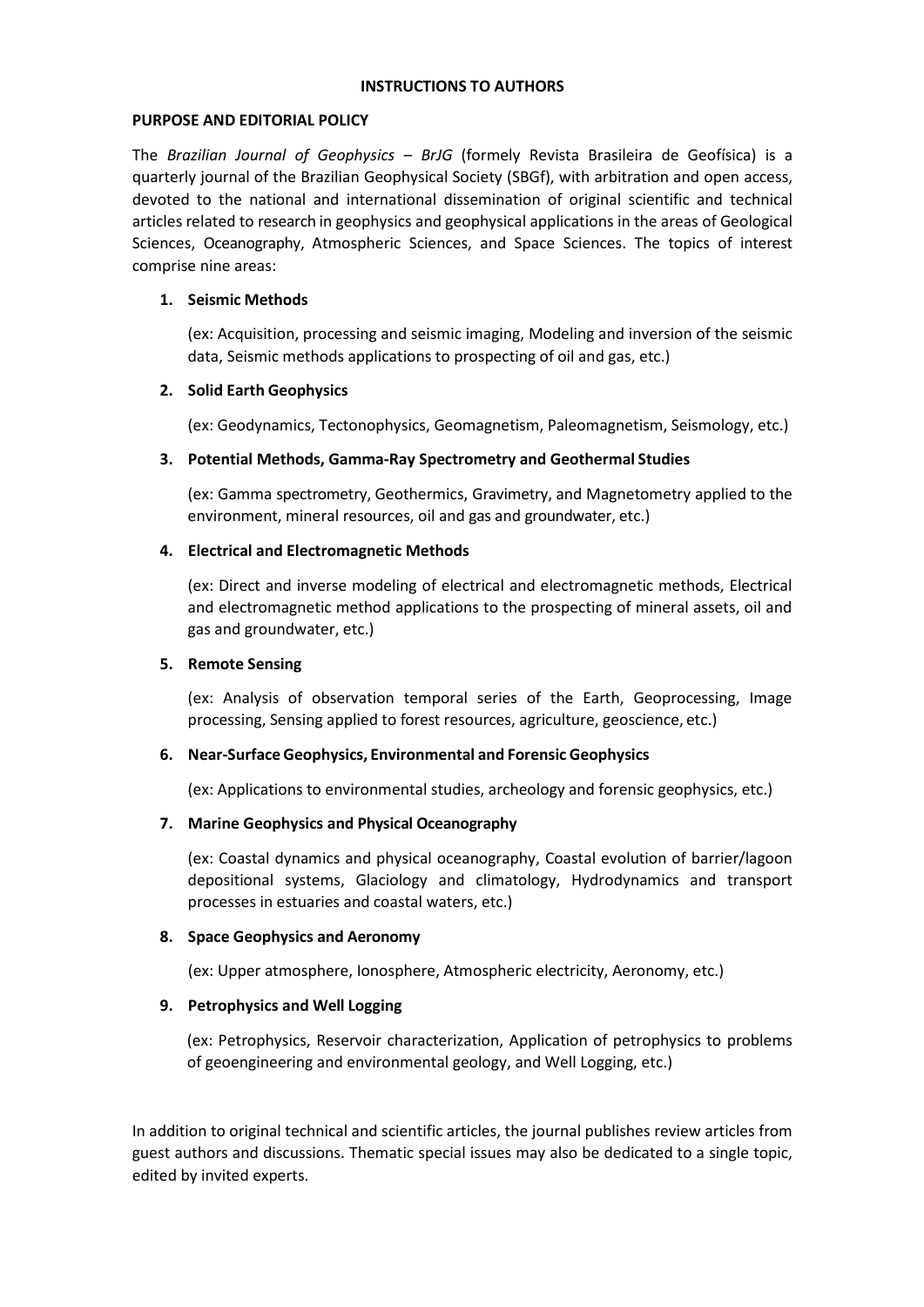# INSTRUCTIONS TO AUTHORS

## PURPOSE AND EDITORIAL POLICY

The *Brazilian Journal of Geophysics – BrJG* (formely Revista Brasileira de Geofísica) is a quarterly journal of the Brazilian Geophysical Society (SBGf), with arbitration and open access, devoted to the national and international dissemination of original scientific and technical articles related to research in geophysics and geophysical applications in the areas of Geological Sciences, Oceanography, Atmospheric Sciences, and Space Sciences. The topics of interest comprise nine areas:

1. **Seismic Methods**

   (ex: Acquisition, processing and seismic imaging, Modeling and inversion of the seismic data, Seismic methods applications to prospecting of oil and gas, etc.)

2. **Solid Earth Geophysics**

   (ex: Geodynamics, Tectonophysics, Geomagnetism, Paleomagnetism, Seismology, etc.)

3. **Potential Methods, Gamma-Ray Spectrometry and Geothermal Studies**

   (ex: Gamma spectrometry, Geothermics, Gravimetry, and Magnetometry applied to the environment, mineral resources, oil and gas and groundwater, etc.)

4. **Electrical and Electromagnetic Methods**

   (ex: Direct and inverse modeling of electrical and electromagnetic methods, Electrical and electromagnetic method applications to the prospecting of mineral assets, oil and gas and groundwater, etc.)

5. **Remote Sensing**

   (ex: Analysis of observation temporal series of the Earth, Geoprocessing, Image processing, Sensing applied to forest resources, agriculture, geoscience, etc.)

6. **Near-Surface Geophysics, Environmental and Forensic Geophysics**

   (ex: Applications to environmental studies, archeology and forensic geophysics, etc.)

7. **Marine Geophysics and Physical Oceanography**

   (ex: Coastal dynamics and physical oceanography, Coastal evolution of barrier/lagoon depositional systems, Glaciology and climatology, Hydrodynamics and transport processes in estuaries and coastal waters, etc.)

8. **Space Geophysics and Aeronomy**

   (ex: Upper atmosphere, Ionosphere, Atmospheric electricity, Aeronomy, etc.)

9. **Petrophysics and Well Logging**

   (ex: Petrophysics, Reservoir characterization, Application of petrophysics to problems of geoengineering and environmental geology, and Well Logging, etc.)

In addition to original technical and scientific articles, the journal publishes review articles from guest authors and discussions. Thematic special issues may also be dedicated to a single topic, edited by invited experts.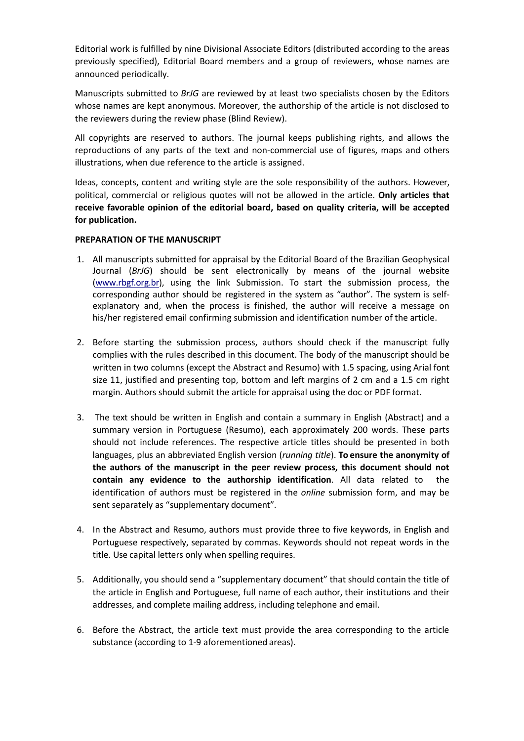Editorial work is fulfilled by nine Divisional Associate Editors (distributed according to the areas previously specified), Editorial Board members and a group of reviewers, whose names are announced periodically.

Manuscripts submitted to *BrJG* are reviewed by at least two specialists chosen by the Editors whose names are kept anonymous. Moreover, the authorship of the article is not disclosed to the reviewers during the review phase (Blind Review).

All copyrights are reserved to authors. The journal keeps publishing rights, and allows the reproductions of any parts of the text and non-commercial use of figures, maps and others illustrations, when due reference to the article is assigned.

Ideas, concepts, content and writing style are the sole responsibility of the authors. However, political, commercial or religious quotes will not be allowed in the article. **Only articles that receive favorable opinion of the editorial board, based on quality criteria, will be accepted for publication.**

**PREPARATION OF THE MANUSCRIPT**

1. All manuscripts submitted for appraisal by the Editorial Board of the Brazilian Geophysical Journal (*BrJG*) should be sent electronically by means of the journal website (www.rbgf.org.br), using the link Submission. To start the submission process, the corresponding author should be registered in the system as "author". The system is self-explanatory and, when the process is finished, the author will receive a message on his/her registered email confirming submission and identification number of the article.

2. Before starting the submission process, authors should check if the manuscript fully complies with the rules described in this document. The body of the manuscript should be written in two columns (except the Abstract and Resumo) with 1.5 spacing, using Arial font size 11, justified and presenting top, bottom and left margins of 2 cm and a 1.5 cm right margin. Authors should submit the article for appraisal using the doc or PDF format.

3. The text should be written in English and contain a summary in English (Abstract) and a summary version in Portuguese (Resumo), each approximately 200 words. These parts should not include references. The respective article titles should be presented in both languages, plus an abbreviated English version (*running title*). **To ensure the anonymity of the authors of the manuscript in the peer review process, this document should not contain any evidence to the authorship identification**. All data related to the identification of authors must be registered in the *online* submission form, and may be sent separately as "supplementary document".

4. In the Abstract and Resumo, authors must provide three to five keywords, in English and Portuguese respectively, separated by commas. Keywords should not repeat words in the title. Use capital letters only when spelling requires.

5. Additionally, you should send a "supplementary document" that should contain the title of the article in English and Portuguese, full name of each author, their institutions and their addresses, and complete mailing address, including telephone and email.

6. Before the Abstract, the article text must provide the area corresponding to the article substance (according to 1-9 aforementioned areas).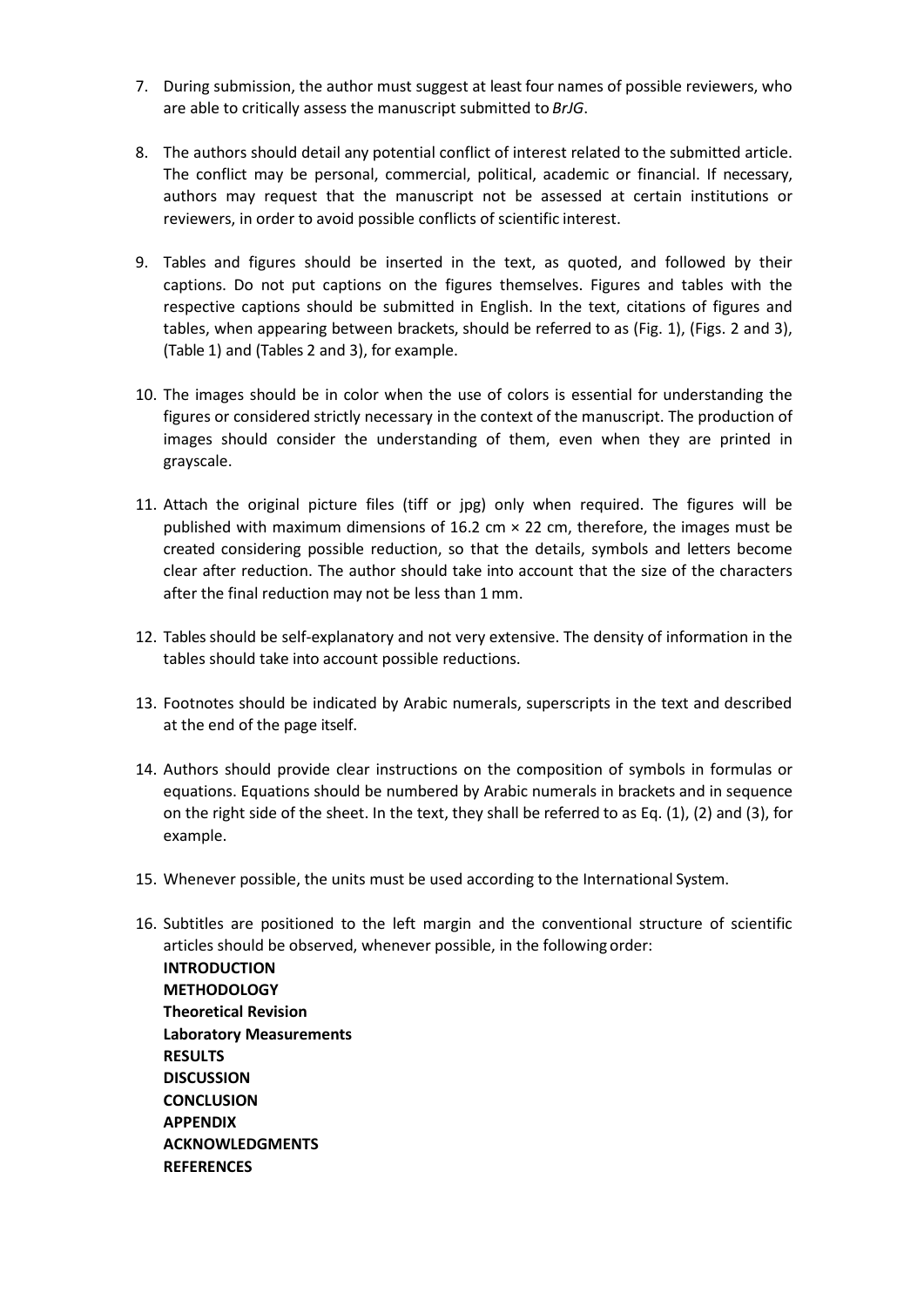7. During submission, the author must suggest at least four names of possible reviewers, who are able to critically assess the manuscript submitted to *BrJG*.

8. The authors should detail any potential conflict of interest related to the submitted article. The conflict may be personal, commercial, political, academic or financial. If necessary, authors may request that the manuscript not be assessed at certain institutions or reviewers, in order to avoid possible conflicts of scientific interest.

9. Tables and figures should be inserted in the text, as quoted, and followed by their captions. Do not put captions on the figures themselves. Figures and tables with the respective captions should be submitted in English. In the text, citations of figures and tables, when appearing between brackets, should be referred to as (Fig. 1), (Figs. 2 and 3), (Table 1) and (Tables 2 and 3), for example.

10. The images should be in color when the use of colors is essential for understanding the figures or considered strictly necessary in the context of the manuscript. The production of images should consider the understanding of them, even when they are printed in grayscale.

11. Attach the original picture files (tiff or jpg) only when required. The figures will be published with maximum dimensions of 16.2 cm × 22 cm, therefore, the images must be created considering possible reduction, so that the details, symbols and letters become clear after reduction. The author should take into account that the size of the characters after the final reduction may not be less than 1 mm.

12. Tables should be self-explanatory and not very extensive. The density of information in the tables should take into account possible reductions.

13. Footnotes should be indicated by Arabic numerals, superscripts in the text and described at the end of the page itself.

14. Authors should provide clear instructions on the composition of symbols in formulas or equations. Equations should be numbered by Arabic numerals in brackets and in sequence on the right side of the sheet. In the text, they shall be referred to as Eq. (1), (2) and (3), for example.

15. Whenever possible, the units must be used according to the International System.

16. Subtitles are positioned to the left margin and the conventional structure of scientific articles should be observed, whenever possible, in the following order:
    **INTRODUCTION**
    **METHODOLOGY**
    **Theoretical Revision**
    **Laboratory Measurements**
    **RESULTS**
    **DISCUSSION**
    **CONCLUSION**
    **APPENDIX**
    **ACKNOWLEDGMENTS**
    **REFERENCES**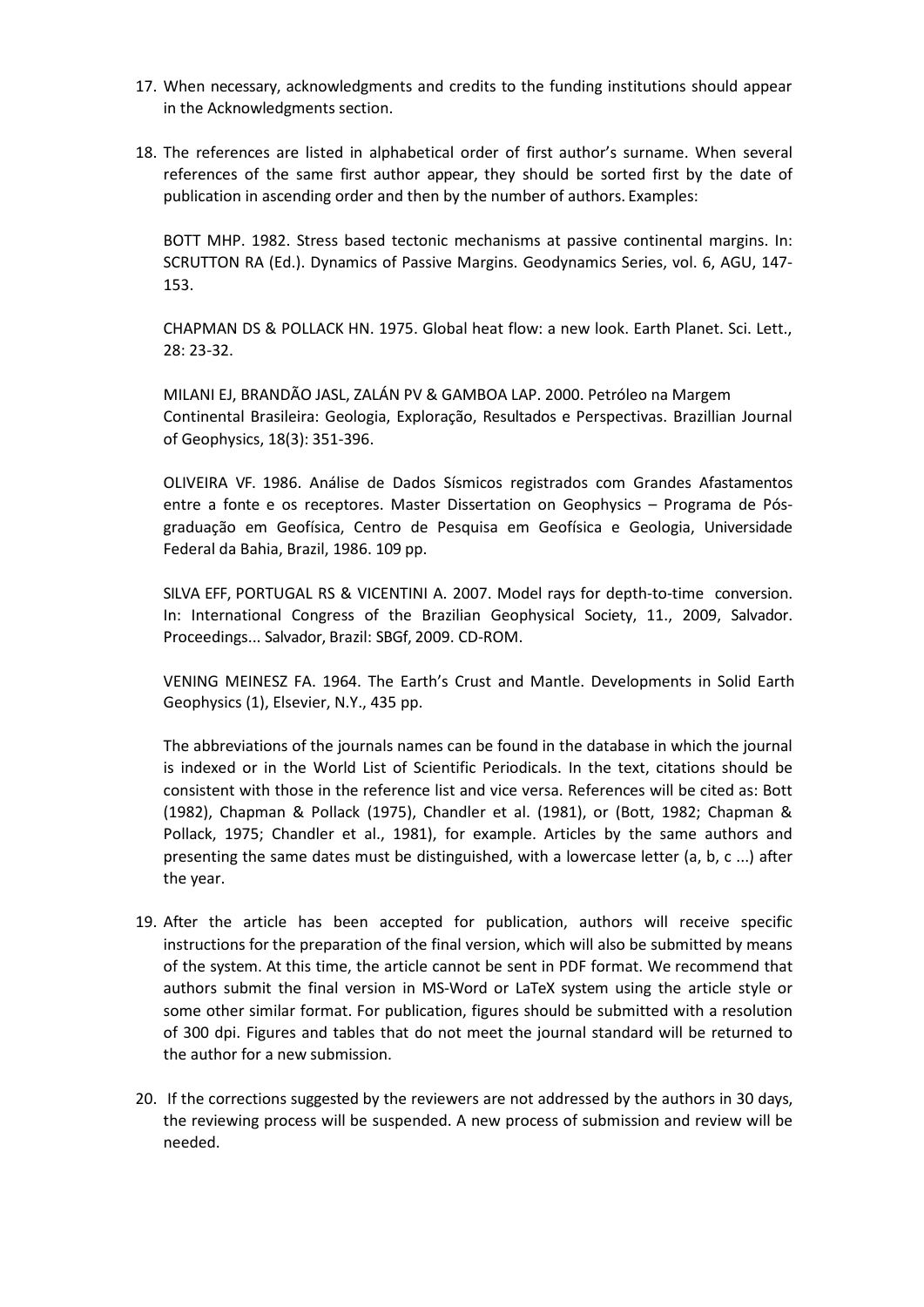17. When necessary, acknowledgments and credits to the funding institutions should appear in the Acknowledgments section.

18. The references are listed in alphabetical order of first author's surname. When several references of the same first author appear, they should be sorted first by the date of publication in ascending order and then by the number of authors. Examples:

    BOTT MHP. 1982. Stress based tectonic mechanisms at passive continental margins. In: SCRUTTON RA (Ed.). Dynamics of Passive Margins. Geodynamics Series, vol. 6, AGU, 147-153.

    CHAPMAN DS & POLLACK HN. 1975. Global heat flow: a new look. Earth Planet. Sci. Lett., 28: 23-32.

    MILANI EJ, BRANDÃO JASL, ZALÁN PV & GAMBOA LAP. 2000. Petróleo na Margem Continental Brasileira: Geologia, Exploração, Resultados e Perspectivas. Brazillian Journal of Geophysics, 18(3): 351-396.

    OLIVEIRA VF. 1986. Análise de Dados Sísmicos registrados com Grandes Afastamentos entre a fonte e os receptores. Master Dissertation on Geophysics – Programa de Pós-graduação em Geofísica, Centro de Pesquisa em Geofísica e Geologia, Universidade Federal da Bahia, Brazil, 1986. 109 pp.

    SILVA EFF, PORTUGAL RS & VICENTINI A. 2007. Model rays for depth-to-time conversion. In: International Congress of the Brazilian Geophysical Society, 11., 2009, Salvador. Proceedings... Salvador, Brazil: SBGf, 2009. CD-ROM.

    VENING MEINESZ FA. 1964. The Earth's Crust and Mantle. Developments in Solid Earth Geophysics (1), Elsevier, N.Y., 435 pp.

    The abbreviations of the journals names can be found in the database in which the journal is indexed or in the World List of Scientific Periodicals. In the text, citations should be consistent with those in the reference list and vice versa. References will be cited as: Bott (1982), Chapman & Pollack (1975), Chandler et al. (1981), or (Bott, 1982; Chapman & Pollack, 1975; Chandler et al., 1981), for example. Articles by the same authors and presenting the same dates must be distinguished, with a lowercase letter (a, b, c ...) after the year.

19. After the article has been accepted for publication, authors will receive specific instructions for the preparation of the final version, which will also be submitted by means of the system. At this time, the article cannot be sent in PDF format. We recommend that authors submit the final version in MS-Word or LaTeX system using the article style or some other similar format. For publication, figures should be submitted with a resolution of 300 dpi. Figures and tables that do not meet the journal standard will be returned to the author for a new submission.

20. If the corrections suggested by the reviewers are not addressed by the authors in 30 days, the reviewing process will be suspended. A new process of submission and review will be needed.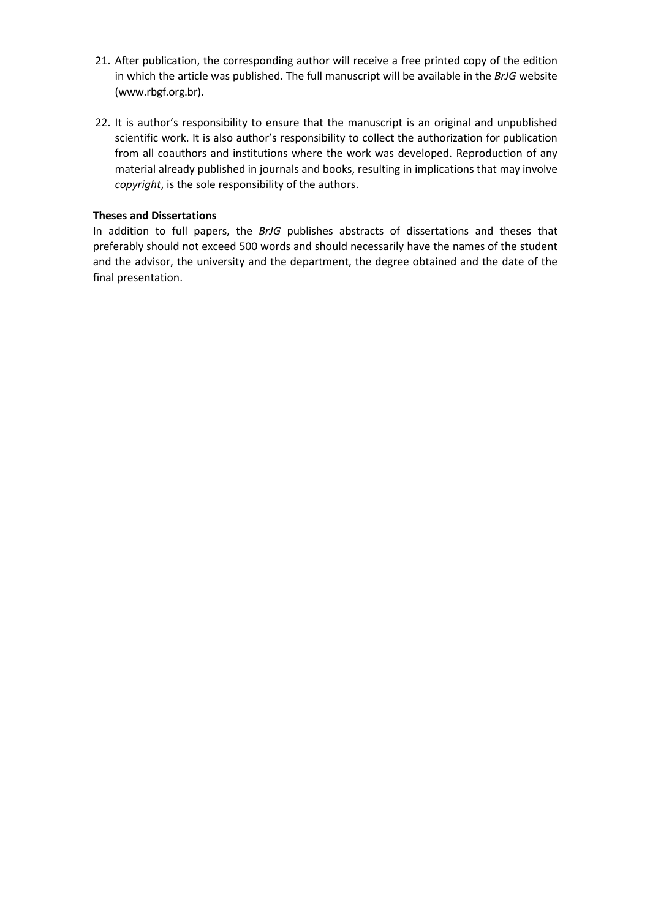21. After publication, the corresponding author will receive a free printed copy of the edition in which the article was published. The full manuscript will be available in the *BrJG* website (www.rbgf.org.br).

22. It is author's responsibility to ensure that the manuscript is an original and unpublished scientific work. It is also author's responsibility to collect the authorization for publication from all coauthors and institutions where the work was developed. Reproduction of any material already published in journals and books, resulting in implications that may involve *copyright*, is the sole responsibility of the authors.

**Theses and Dissertations**

In addition to full papers, the *BrJG* publishes abstracts of dissertations and theses that preferably should not exceed 500 words and should necessarily have the names of the student and the advisor, the university and the department, the degree obtained and the date of the final presentation.